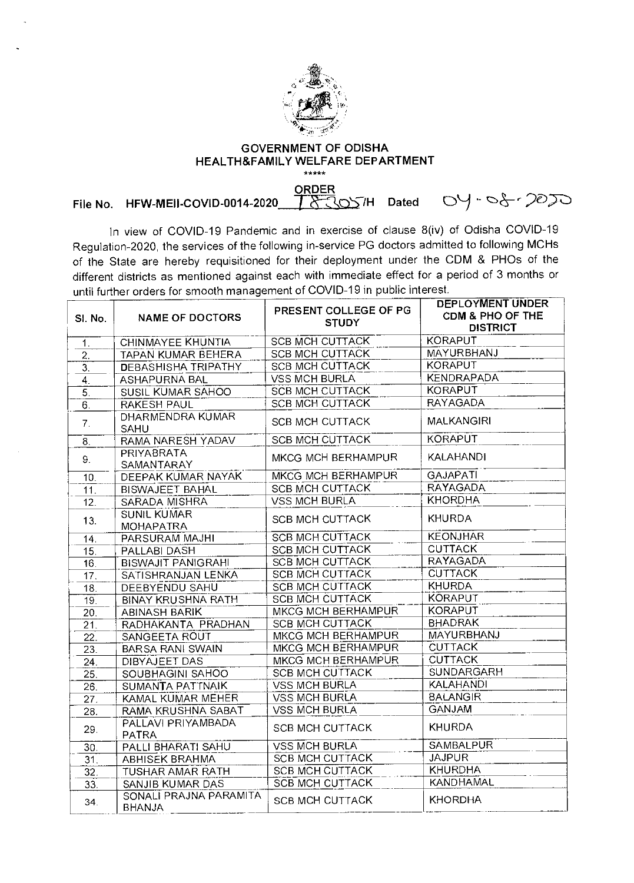# GOVERNMENT OF ODISHA
## HEALTH&FAMILY WELFARE DEPARTMENT

\*\*\*\*\*

**ORDER**

File No. HFW-MEII-COVID-0014-2020 18305/H Dated 04-08-2020

In view of COVID-19 Pandemic and in exercise of clause 8(iv) of Odisha COVID-19 Regulation-2020, the services of the following in-service PG doctors admitted to following MCHs of the State are hereby requisitioned for their deployment under the CDM & PHOs of the different districts as mentioned against each with immediate effect for a period of 3 months or until further orders for smooth management of COVID-19 in public interest.

| Sl. No. | NAME OF DOCTORS | PRESENT COLLEGE OF PG STUDY | DEPLOYMENT UNDER CDM & PHO OF THE DISTRICT |
|---|---|---|---|
| 1. | CHINMAYEE KHUNTIA | SCB MCH CUTTACK | KORAPUT |
| 2. | TAPAN KUMAR BEHERA | SCB MCH CUTTACK | MAYURBHANJ |
| 3. | DEBASHISHA TRIPATHY | SCB MCH CUTTACK | KORAPUT |
| 4. | ASHAPURNA BAL | VSS MCH BURLA | KENDRAPADA |
| 5. | SUSIL KUMAR SAHOO | SCB MCH CUTTACK | KORAPUT |
| 6. | RAKESH PAUL | SCB MCH CUTTACK | RAYAGADA |
| 7. | DHARMENDRA KUMAR SAHU | SCB MCH CUTTACK | MALKANGIRI |
| 8. | RAMA NARESH YADAV | SCB MCH CUTTACK | KORAPUT |
| 9. | PRIYABRATA SAMANTARAY | MKCG MCH BERHAMPUR | KALAHANDI |
| 10. | DEEPAK KUMAR NAYAK | MKCG MCH BERHAMPUR | GAJAPATI |
| 11. | BISWAJEET BAHAL | SCB MCH CUTTACK | RAYAGADA |
| 12. | SARADA MISHRA | VSS MCH BURLA | KHORDHA |
| 13. | SUNIL KUMAR MOHAPATRA | SCB MCH CUTTACK | KHURDA |
| 14. | PARSURAM MAJHI | SCB MCH CUTTACK | KEONJHAR |
| 15. | PALLABI DASH | SCB MCH CUTTACK | CUTTACK |
| 16. | BISWAJIT PANIGRAHI | SCB MCH CUTTACK | RAYAGADA |
| 17. | SATISHRANJAN LENKA | SCB MCH CUTTACK | CUTTACK |
| 18. | DEEBYENDU SAHU | SCB MCH CUTTACK | KHURDA |
| 19. | BINAY KRUSHNA RATH | SCB MCH CUTTACK | KORAPUT |
| 20. | ABINASH BARIK | MKCG MCH BERHAMPUR | KORAPUT |
| 21. | RADHAKANTA PRADHAN | SCB MCH CUTTACK | BHADRAK |
| 22. | SANGEETA ROUT | MKCG MCH BERHAMPUR | MAYURBHANJ |
| 23. | BARSA RANI SWAIN | MKCG MCH BERHAMPUR | CUTTACK |
| 24. | DIBYAJEET DAS | MKCG MCH BERHAMPUR | CUTTACK |
| 25. | SOUBHAGINI SAHOO | SCB MCH CUTTACK | SUNDARGARH |
| 26. | SUMANTA PATTNAIK | VSS MCH BURLA | KALAHANDI |
| 27. | KAMAL KUMAR MEHER | VSS MCH BURLA | BALANGIR |
| 28. | RAMA KRUSHNA SABAT | VSS MCH BURLA | GANJAM |
| 29. | PALLAVI PRIYAMBADA PATRA | SCB MCH CUTTACK | KHURDA |
| 30. | PALLI BHARATI SAHU | VSS MCH BURLA | SAMBALPUR |
| 31. | ABHISEK BRAHMA | SCB MCH CUTTACK | JAJPUR |
| 32. | TUSHAR AMAR RATH | SCB MCH CUTTACK | KHURDHA |
| 33. | SANJIB KUMAR DAS | SCB MCH CUTTACK | KANDHAMAL |
| 34. | SONALI PRAJNA PARAMITA BHANJA | SCB MCH CUTTACK | KHORDHA |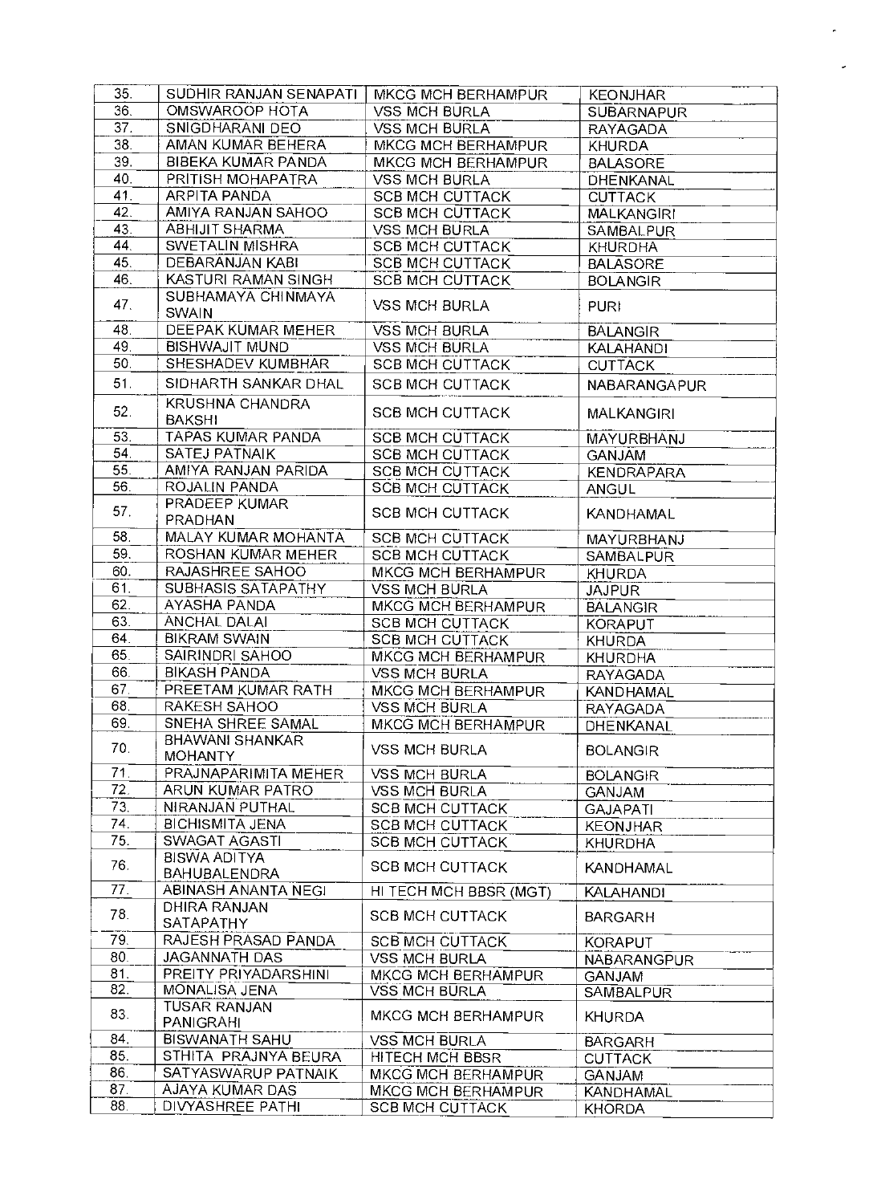| 35. | SUDHIR RANJAN SENAPATI | MKCG MCH BERHAMPUR | KEONJHAR |
|---|---|---|---|
| 36. | OMSWAROOP HOTA | VSS MCH BURLA | SUBARNAPUR |
| 37. | SNIGDHARANI DEO | VSS MCH BURLA | RAYAGADA |
| 38. | AMAN KUMAR BEHERA | MKCG MCH BERHAMPUR | KHURDA |
| 39. | BIBEKA KUMAR PANDA | MKCG MCH BERHAMPUR | BALASORE |
| 40. | PRITISH MOHAPATRA | VSS MCH BURLA | DHENKANAL |
| 41. | ARPITA PANDA | SCB MCH CUTTACK | CUTTACK |
| 42. | AMIYA RANJAN SAHOO | SCB MCH CUTTACK | MALKANGIRI |
| 43. | ABHIJIT SHARMA | VSS MCH BURLA | SAMBALPUR |
| 44. | SWETALIN MISHRA | SCB MCH CUTTACK | KHURDHA |
| 45. | DEBARANJAN KABI | SCB MCH CUTTACK | BALASORE |
| 46. | KASTURI RAMAN SINGH | SCB MCH CUTTACK | BOLANGIR |
| 47. | SUBHAMAYA CHINMAYA SWAIN | VSS MCH BURLA | PURI |
| 48. | DEEPAK KUMAR MEHER | VSS MCH BURLA | BALANGIR |
| 49. | BISHWAJIT MUND | VSS MCH BURLA | KALAHANDI |
| 50. | SHESHADEV KUMBHAR | SCB MCH CUTTACK | CUTTACK |
| 51. | SIDHARTH SANKAR DHAL | SCB MCH CUTTACK | NABARANGAPUR |
| 52. | KRUSHNA CHANDRA BAKSHI | SCB MCH CUTTACK | MALKANGIRI |
| 53. | TAPAS KUMAR PANDA | SCB MCH CUTTACK | MAYURBHANJ |
| 54. | SATEJ PATNAIK | SCB MCH CUTTACK | GANJAM |
| 55. | AMIYA RANJAN PARIDA | SCB MCH CUTTACK | KENDRAPARA |
| 56. | ROJALIN PANDA | SCB MCH CUTTACK | ANGUL |
| 57. | PRADEEP KUMAR PRADHAN | SCB MCH CUTTACK | KANDHAMAL |
| 58. | MALAY KUMAR MOHANTA | SCB MCH CUTTACK | MAYURBHANJ |
| 59. | ROSHAN KUMAR MEHER | SCB MCH CUTTACK | SAMBALPUR |
| 60. | RAJASHREE SAHOO | MKCG MCH BERHAMPUR | KHURDA |
| 61. | SUBHASIS SATAPATHY | VSS MCH BURLA | JAJPUR |
| 62. | AYASHA PANDA | MKCG MCH BERHAMPUR | BALANGIR |
| 63. | ANCHAL DALAI | SCB MCH CUTTACK | KORAPUT |
| 64. | BIKRAM SWAIN | SCB MCH CUTTACK | KHURDA |
| 65. | SAIRINDRI SAHOO | MKCG MCH BERHAMPUR | KHURDHA |
| 66. | BIKASH PANDA | VSS MCH BURLA | RAYAGADA |
| 67. | PREETAM KUMAR RATH | MKCG MCH BERHAMPUR | KANDHAMAL |
| 68. | RAKESH SAHOO | VSS MCH BURLA | RAYAGADA |
| 69. | SNEHA SHREE SAMAL | MKCG MCH BERHAMPUR | DHENKANAL |
| 70. | BHAWANI SHANKAR MOHANTY | VSS MCH BURLA | BOLANGIR |
| 71. | PRAJNAPARIMITA MEHER | VSS MCH BURLA | BOLANGIR |
| 72. | ARUN KUMAR PATRO | VSS MCH BURLA | GANJAM |
| 73. | NIRANJAN PUTHAL | SCB MCH CUTTACK | GAJAPATI |
| 74. | BICHISMITA JENA | SCB MCH CUTTACK | KEONJHAR |
| 75. | SWAGAT AGASTI | SCB MCH CUTTACK | KHURDHA |
| 76. | BISWA ADITYA BAHUBALENDRA | SCB MCH CUTTACK | KANDHAMAL |
| 77. | ABINASH ANANTA NEGI | HI TECH MCH BBSR (MGT) | KALAHANDI |
| 78. | DHIRA RANJAN SATAPATHY | SCB MCH CUTTACK | BARGARH |
| 79. | RAJESH PRASAD PANDA | SCB MCH CUTTACK | KORAPUT |
| 80. | JAGANNATH DAS | VSS MCH BURLA | NABARANGPUR |
| 81. | PREITY PRIYADARSHINI | MKCG MCH BERHAMPUR | GANJAM |
| 82. | MONALISA JENA | VSS MCH BURLA | SAMBALPUR |
| 83. | TUSAR RANJAN PANIGRAHI | MKCG MCH BERHAMPUR | KHURDA |
| 84. | BISWANATH SAHU | VSS MCH BURLA | BARGARH |
| 85. | STHITA PRAJNYA BEURA | HITECH MCH BBSR | CUTTACK |
| 86. | SATYASWARUP PATNAIK | MKCG MCH BERHAMPUR | GANJAM |
| 87. | AJAYA KUMAR DAS | MKCG MCH BERHAMPUR | KANDHAMAL |
| 88. | DIVYASHREE PATHI | SCB MCH CUTTACK | KHORDA |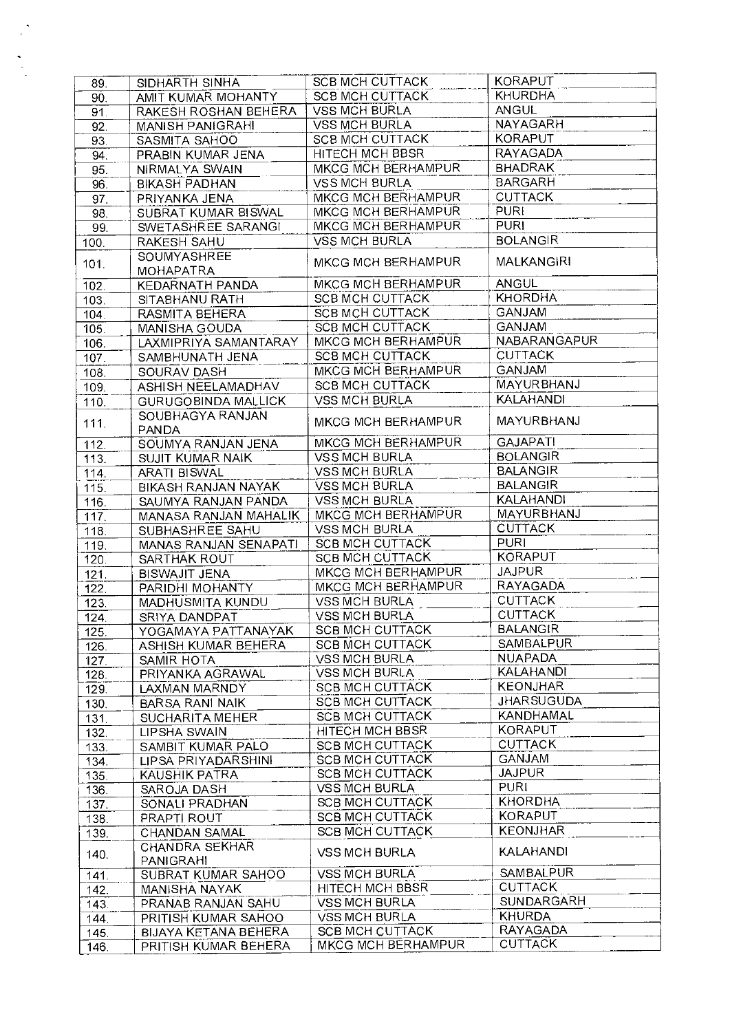| 89. | SIDHARTH SINHA | SCB MCH CUTTACK | KORAPUT |
|---|---|---|---|
| 90. | AMIT KUMAR MOHANTY | SCB MCH CUTTACK | KHURDHA |
| 91. | RAKESH ROSHAN BEHERA | VSS MCH BURLA | ANGUL |
| 92. | MANISH PANIGRAHI | VSS MCH BURLA | NAYAGARH |
| 93. | SASMITA SAHOO | SCB MCH CUTTACK | KORAPUT |
| 94. | PRABIN KUMAR JENA | HITECH MCH BBSR | RAYAGADA |
| 95. | NIRMALYA SWAIN | MKCG MCH BERHAMPUR | BHADRAK |
| 96. | BIKASH PADHAN | VSS MCH BURLA | BARGARH |
| 97. | PRIYANKA JENA | MKCG MCH BERHAMPUR | CUTTACK |
| 98. | SUBRAT KUMAR BISWAL | MKCG MCH BERHAMPUR | PURI |
| 99. | SWETASHREE SARANGI | MKCG MCH BERHAMPUR | PURI |
| 100. | RAKESH SAHU | VSS MCH BURLA | BOLANGIR |
| 101. | SOUMYASHREE MOHAPATRA | MKCG MCH BERHAMPUR | MALKANGIRI |
| 102. | KEDARNATH PANDA | MKCG MCH BERHAMPUR | ANGUL |
| 103. | SITABHANU RATH | SCB MCH CUTTACK | KHORDHA |
| 104. | RASMITA BEHERA | SCB MCH CUTTACK | GANJAM |
| 105. | MANISHA GOUDA | SCB MCH CUTTACK | GANJAM |
| 106. | LAXMIPRIYA SAMANTARAY | MKCG MCH BERHAMPUR | NABARANGAPUR |
| 107. | SAMBHUNATH JENA | SCB MCH CUTTACK | CUTTACK |
| 108. | SOURAV DASH | MKCG MCH BERHAMPUR | GANJAM |
| 109. | ASHISH NEELAMADHAV | SCB MCH CUTTACK | MAYURBHANJ |
| 110. | GURUGOBINDA MALLICK | VSS MCH BURLA | KALAHANDI |
| 111. | SOUBHAGYA RANJAN PANDA | MKCG MCH BERHAMPUR | MAYURBHANJ |
| 112. | SOUMYA RANJAN JENA | MKCG MCH BERHAMPUR | GAJAPATI |
| 113. | SUJIT KUMAR NAIK | VSS MCH BURLA | BOLANGIR |
| 114. | ARATI BISWAL | VSS MCH BURLA | BALANGIR |
| 115. | BIKASH RANJAN NAYAK | VSS MCH BURLA | BALANGIR |
| 116. | SAUMYA RANJAN PANDA | VSS MCH BURLA | KALAHANDI |
| 117. | MANASA RANJAN MAHALIK | MKCG MCH BERHAMPUR | MAYURBHANJ |
| 118. | SUBHASHREE SAHU | VSS MCH BURLA | CUTTACK |
| 119. | MANAS RANJAN SENAPATI | SCB MCH CUTTACK | PURI |
| 120. | SARTHAK ROUT | SCB MCH CUTTACK | KORAPUT |
| 121. | BISWAJIT JENA | MKCG MCH BERHAMPUR | JAJPUR |
| 122. | PARIDHI MOHANTY | MKCG MCH BERHAMPUR | RAYAGADA |
| 123. | MADHUSMITA KUNDU | VSS MCH BURLA | CUTTACK |
| 124. | SRIYA DANDPAT | VSS MCH BURLA | CUTTACK |
| 125. | YOGAMAYA PATTANAYAK | SCB MCH CUTTACK | BALANGIR |
| 126. | ASHISH KUMAR BEHERA | SCB MCH CUTTACK | SAMBALPUR |
| 127. | SAMIR HOTA | VSS MCH BURLA | NUAPADA |
| 128. | PRIYANKA AGRAWAL | VSS MCH BURLA | KALAHANDI |
| 129. | LAXMAN MARNDY | SCB MCH CUTTACK | KEONJHAR |
| 130. | BARSA RANI NAIK | SCB MCH CUTTACK | JHARSUGUDA |
| 131. | SUCHARITA MEHER | SCB MCH CUTTACK | KANDHAMAL |
| 132. | LIPSHA SWAIN | HITECH MCH BBSR | KORAPUT |
| 133. | SAMBIT KUMAR PALO | SCB MCH CUTTACK | CUTTACK |
| 134. | LIPSA PRIYADARSHINI | SCB MCH CUTTACK | GANJAM |
| 135. | KAUSHIK PATRA | SCB MCH CUTTACK | JAJPUR |
| 136. | SAROJA DASH | VSS MCH BURLA | PURI |
| 137. | SONALI PRADHAN | SCB MCH CUTTACK | KHORDHA |
| 138. | PRAPTI ROUT | SCB MCH CUTTACK | KORAPUT |
| 139. | CHANDAN SAMAL | SCB MCH CUTTACK | KEONJHAR |
| 140. | CHANDRA SEKHAR PANIGRAHI | VSS MCH BURLA | KALAHANDI |
| 141. | SUBRAT KUMAR SAHOO | VSS MCH BURLA | SAMBALPUR |
| 142. | MANISHA NAYAK | HITECH MCH BBSR | CUTTACK |
| 143. | PRANAB RANJAN SAHU | VSS MCH BURLA | SUNDARGARH |
| 144. | PRITISH KUMAR SAHOO | VSS MCH BURLA | KHURDA |
| 145. | BIJAYA KETANA BEHERA | SCB MCH CUTTACK | RAYAGADA |
| 146. | PRITISH KUMAR BEHERA | MKCG MCH BERHAMPUR | CUTTACK |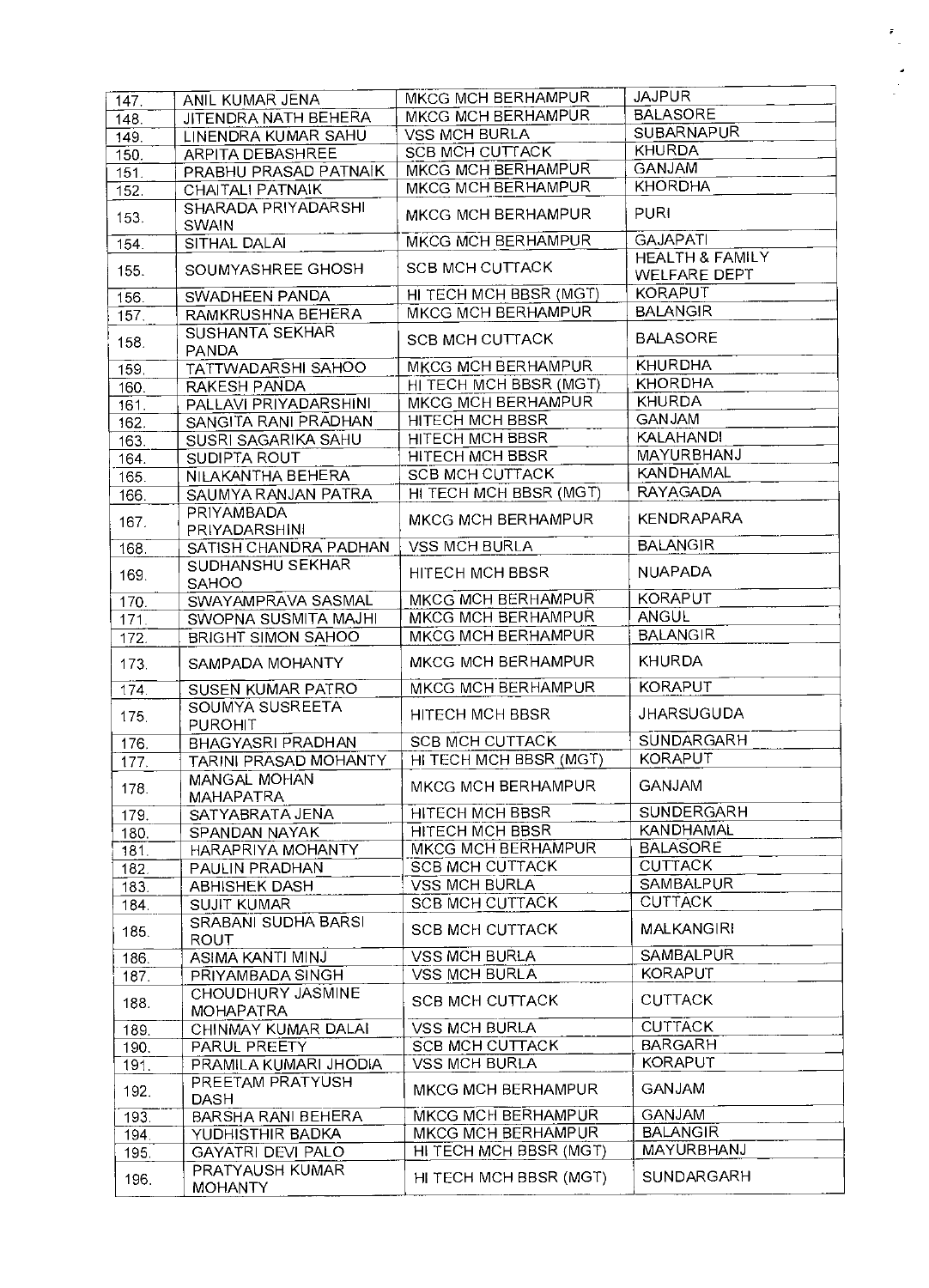| | | | |
|---|---|---|---|
| 147. | ANIL KUMAR JENA | MKCG MCH BERHAMPUR | JAJPUR |
| 148. | JITENDRA NATH BEHERA | MKCG MCH BERHAMPUR | BALASORE |
| 149. | LINENDRA KUMAR SAHU | VSS MCH BURLA | SUBARNAPUR |
| 150. | ARPITA DEBASHREE | SCB MCH CUTTACK | KHURDA |
| 151. | PRABHU PRASAD PATNAIK | MKCG MCH BERHAMPUR | GANJAM |
| 152. | CHAITALI PATNAIK | MKCG MCH BERHAMPUR | KHORDHA |
| 153. | SHARADA PRIYADARSHI SWAIN | MKCG MCH BERHAMPUR | PURI |
| 154. | SITHAL DALAI | MKCG MCH BERHAMPUR | GAJAPATI |
| 155. | SOUMYASHREE GHOSH | SCB MCH CUTTACK | HEALTH & FAMILY WELFARE DEPT |
| 156. | SWADHEEN PANDA | HI TECH MCH BBSR (MGT) | KORAPUT |
| 157. | RAMKRUSHNA BEHERA | MKCG MCH BERHAMPUR | BALANGIR |
| 158. | SUSHANTA SEKHAR PANDA | SCB MCH CUTTACK | BALASORE |
| 159. | TATTWADARSHI SAHOO | MKCG MCH BERHAMPUR | KHURDHA |
| 160. | RAKESH PANDA | HI TECH MCH BBSR (MGT) | KHORDHA |
| 161. | PALLAVI PRIYADARSHINI | MKCG MCH BERHAMPUR | KHURDA |
| 162. | SANGITA RANI PRADHAN | HITECH MCH BBSR | GANJAM |
| 163. | SUSRI SAGARIKA SAHU | HITECH MCH BBSR | KALAHANDI |
| 164. | SUDIPTA ROUT | HITECH MCH BBSR | MAYURBHANJ |
| 165. | NILAKANTHA BEHERA | SCB MCH CUTTACK | KANDHAMAL |
| 166. | SAUMYA RANJAN PATRA | HI TECH MCH BBSR (MGT) | RAYAGADA |
| 167. | PRIYAMBADA PRIYADARSHINI | MKCG MCH BERHAMPUR | KENDRAPARA |
| 168. | SATISH CHANDRA PADHAN | VSS MCH BURLA | BALANGIR |
| 169. | SUDHANSHU SEKHAR SAHOO | HITECH MCH BBSR | NUAPADA |
| 170. | SWAYAMPRAVA SASMAL | MKCG MCH BERHAMPUR | KORAPUT |
| 171. | SWOPNA SUSMITA MAJHI | MKCG MCH BERHAMPUR | ANGUL |
| 172. | BRIGHT SIMON SAHOO | MKCG MCH BERHAMPUR | BALANGIR |
| 173. | SAMPADA MOHANTY | MKCG MCH BERHAMPUR | KHURDA |
| 174. | SUSEN KUMAR PATRO | MKCG MCH BERHAMPUR | KORAPUT |
| 175. | SOUMYA SUSREETA PUROHIT | HITECH MCH BBSR | JHARSUGUDA |
| 176. | BHAGYASRI PRADHAN | SCB MCH CUTTACK | SUNDARGARH |
| 177. | TARINI PRASAD MOHANTY | HI TECH MCH BBSR (MGT) | KORAPUT |
| 178. | MANGAL MOHAN MAHAPATRA | MKCG MCH BERHAMPUR | GANJAM |
| 179. | SATYABRATA JENA | HITECH MCH BBSR | SUNDERGARH |
| 180. | SPANDAN NAYAK | HITECH MCH BBSR | KANDHAMAL |
| 181. | HARAPRIYA MOHANTY | MKCG MCH BERHAMPUR | BALASORE |
| 182. | PAULIN PRADHAN | SCB MCH CUTTACK | CUTTACK |
| 183. | ABHISHEK DASH | VSS MCH BURLA | SAMBALPUR |
| 184. | SUJIT KUMAR | SCB MCH CUTTACK | CUTTACK |
| 185. | SRABANI SUDHA BARSI ROUT | SCB MCH CUTTACK | MALKANGIRI |
| 186. | ASIMA KANTI MINJ | VSS MCH BURLA | SAMBALPUR |
| 187. | PRIYAMBADA SINGH | VSS MCH BURLA | KORAPUT |
| 188. | CHOUDHURY JASMINE MOHAPATRA | SCB MCH CUTTACK | CUTTACK |
| 189. | CHINMAY KUMAR DALAI | VSS MCH BURLA | CUTTACK |
| 190. | PARUL PREETY | SCB MCH CUTTACK | BARGARH |
| 191. | PRAMILA KUMARI JHODIA | VSS MCH BURLA | KORAPUT |
| 192. | PREETAM PRATYUSH DASH | MKCG MCH BERHAMPUR | GANJAM |
| 193. | BARSHA RANI BEHERA | MKCG MCH BERHAMPUR | GANJAM |
| 194. | YUDHISTHIR BADKA | MKCG MCH BERHAMPUR | BALANGIR |
| 195. | GAYATRI DEVI PALO | HI TECH MCH BBSR (MGT) | MAYURBHANJ |
| 196. | PRATYAUSH KUMAR MOHANTY | HI TECH MCH BBSR (MGT) | SUNDARGARH |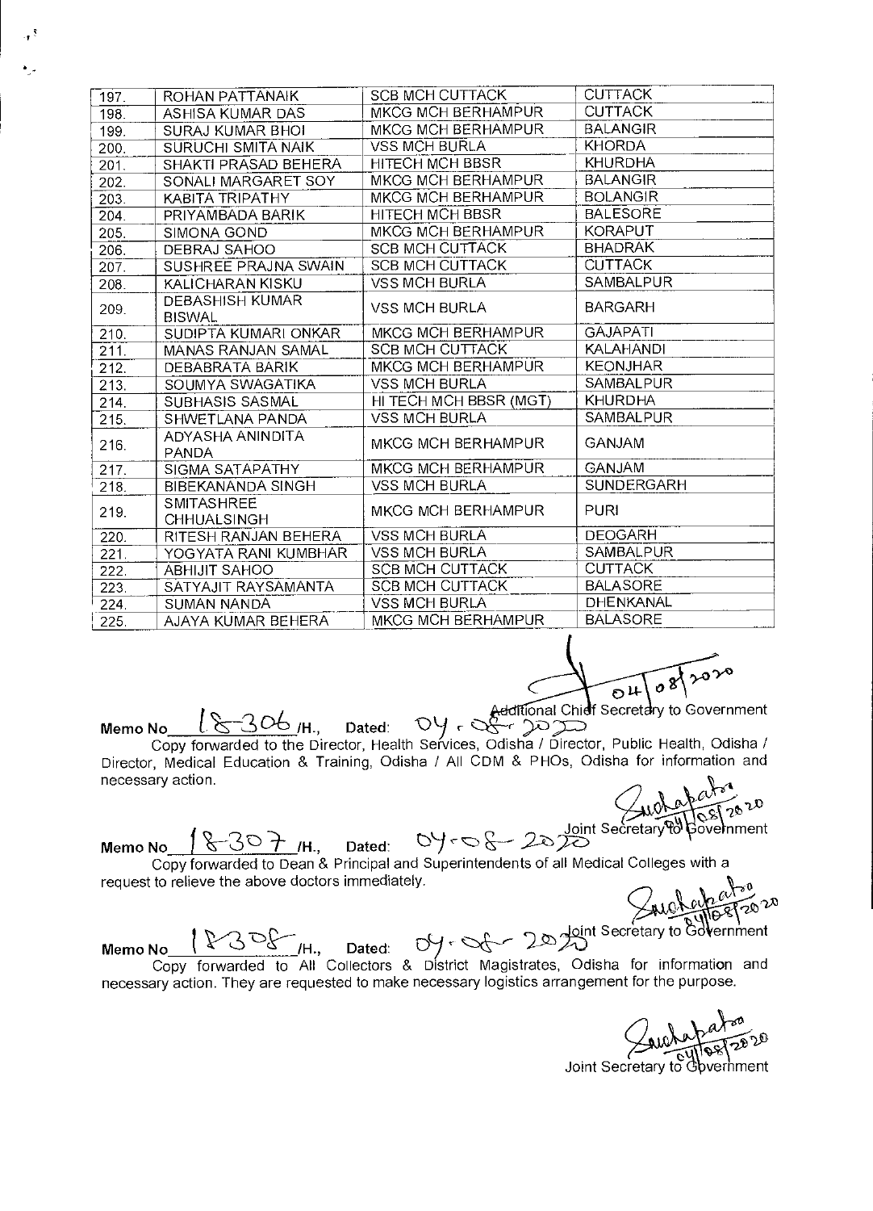| 197. | ROHAN PATTANAIK | SCB MCH CUTTACK | CUTTACK |
|---|---|---|---|
| 198. | ASHISA KUMAR DAS | MKCG MCH BERHAMPUR | CUTTACK |
| 199. | SURAJ KUMAR BHOI | MKCG MCH BERHAMPUR | BALANGIR |
| 200. | SURUCHI SMITA NAIK | VSS MCH BURLA | KHORDA |
| 201. | SHAKTI PRASAD BEHERA | HITECH MCH BBSR | KHURDHA |
| 202. | SONALI MARGARET SOY | MKCG MCH BERHAMPUR | BALANGIR |
| 203. | KABITA TRIPATHY | MKCG MCH BERHAMPUR | BOLANGIR |
| 204. | PRIYAMBADA BARIK | HITECH MCH BBSR | BALESORE |
| 205. | SIMONA GOND | MKCG MCH BERHAMPUR | KORAPUT |
| 206. | DEBRAJ SAHOO | SCB MCH CUTTACK | BHADRAK |
| 207. | SUSHREE PRAJNA SWAIN | SCB MCH CUTTACK | CUTTACK |
| 208. | KALICHARAN KISKU | VSS MCH BURLA | SAMBALPUR |
| 209. | DEBASHISH KUMAR BISWAL | VSS MCH BURLA | BARGARH |
| 210. | SUDIPTA KUMARI ONKAR | MKCG MCH BERHAMPUR | GAJAPATI |
| 211. | MANAS RANJAN SAMAL | SCB MCH CUTTACK | KALAHANDI |
| 212. | DEBABRATA BARIK | MKCG MCH BERHAMPUR | KEONJHAR |
| 213. | SOUMYA SWAGATIKA | VSS MCH BURLA | SAMBALPUR |
| 214. | SUBHASIS SASMAL | HI TECH MCH BBSR (MGT) | KHURDHA |
| 215. | SHWETLANA PANDA | VSS MCH BURLA | SAMBALPUR |
| 216. | ADYASHA ANINDITA PANDA | MKCG MCH BERHAMPUR | GANJAM |
| 217. | SIGMA SATAPATHY | MKCG MCH BERHAMPUR | GANJAM |
| 218. | BIBEKANANDA SINGH | VSS MCH BURLA | SUNDERGARH |
| 219. | SMITASHREE CHHUALSINGH | MKCG MCH BERHAMPUR | PURI |
| 220. | RITESH RANJAN BEHERA | VSS MCH BURLA | DEOGARH |
| 221. | YOGYATA RANI KUMBHAR | VSS MCH BURLA | SAMBALPUR |
| 222. | ABHIJIT SAHOO | SCB MCH CUTTACK | CUTTACK |
| 223. | SATYAJIT RAYSAMANTA | SCB MCH CUTTACK | BALASORE |
| 224. | SUMAN NANDA | VSS MCH BURLA | DHENKANAL |
| 225. | AJAYA KUMAR BEHERA | MKCG MCH BERHAMPUR | BALASORE |

04/08/2020

Additional Chief Secretary to Government

Memo No 18306 /H., Dated: 04.08.2020

Copy forwarded to the Director, Health Services, Odisha / Director, Public Health, Odisha / Director, Medical Education & Training, Odisha / All CDM & PHOs, Odisha for information and necessary action.

04/08/2020

Joint Secretary to Government

Memo No 18307 /H., Dated: 04-08-2020

Copy forwarded to Dean & Principal and Superintendents of all Medical Colleges with a request to relieve the above doctors immediately.

04/08/2020

Joint Secretary to Government

Memo No 18308 /H., Dated: 04-08-2020

Copy forwarded to All Collectors & District Magistrates, Odisha for information and necessary action. They are requested to make necessary logistics arrangement for the purpose.

04/08/2020

Joint Secretary to Government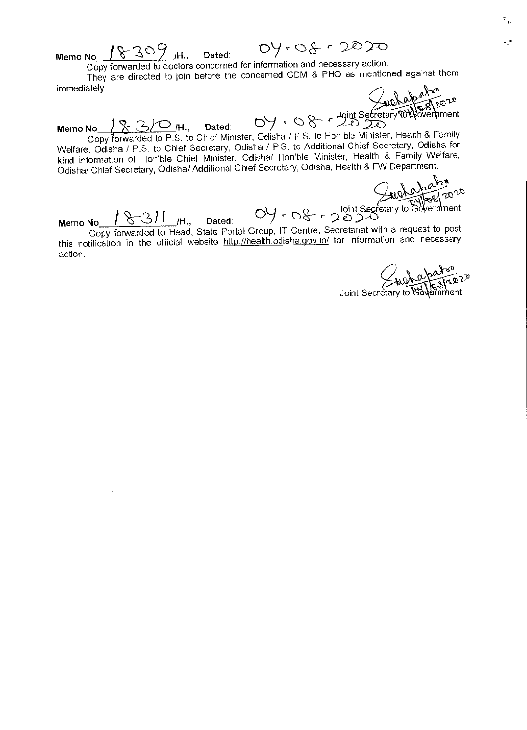Memo No 18309 /H., Dated: 04-08-2020

Copy forwarded to doctors concerned for information and necessary action.

They are directed to join before the concerned CDM & PHO as mentioned against them immediately

Joint Secretary to Government

Memo No 18310 /H., Dated: 04-08-2020

Copy forwarded to P.S. to Chief Minister, Odisha / P.S. to Hon'ble Minister, Health & Family Welfare, Odisha / P.S. to Chief Secretary, Odisha / P.S. to Additional Chief Secretary, Odisha for kind information of Hon'ble Chief Minister, Odisha/ Hon'ble Minister, Health & Family Welfare, Odisha/ Chief Secretary, Odisha/ Additional Chief Secretary, Odisha, Health & FW Department.

Joint Secretary to Government

Memo No 18311 /H., Dated: 04-08-2020

Copy forwarded to Head, State Portal Group, IT Centre, Secretariat with a request to post this notification in the official website http://health.odisha.gov.in/ for information and necessary action.

Joint Secretary to Government